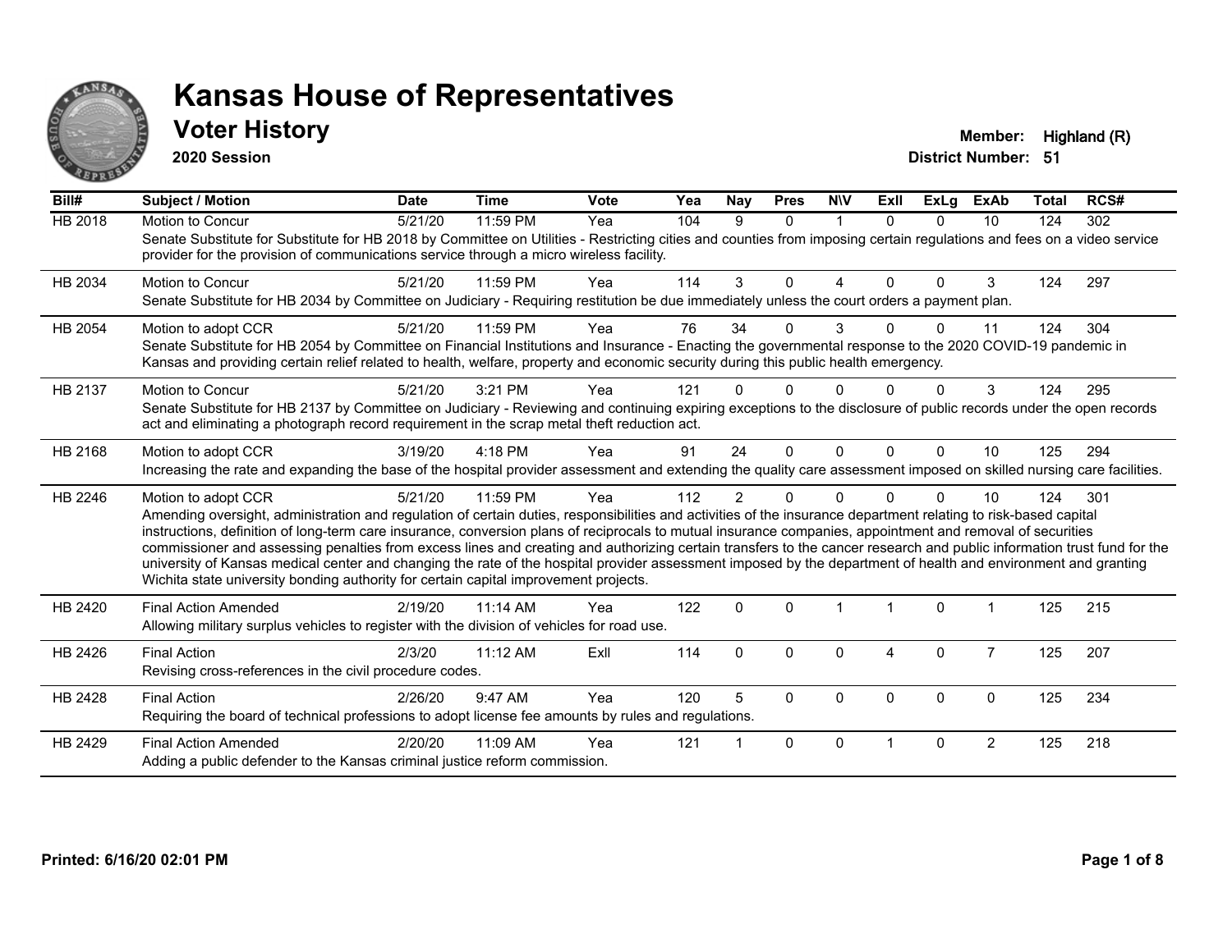# Kansas House of Representatives

## Voter History

**2020 Session**

**Member:** Highland (R)

**District Number:** 51

| Bill# | Subject / Motion | Date | Time | Vote | Yea | Nay | Pres | N\V | ExII | ExLg | ExAb | Total | RCS# |
|---|---|---|---|---|---|---|---|---|---|---|---|---|---|
| HB 2018 | Motion to Concur | 5/21/20 | 11:59 PM | Yea | 104 | 9 | 0 | 1 | 0 | 0 | 10 | 124 | 302 |
| | Senate Substitute for Substitute for HB 2018 by Committee on Utilities - Restricting cities and counties from imposing certain regulations and fees on a video service provider for the provision of communications service through a micro wireless facility. | | | | | | | | | | | | |
| HB 2034 | Motion to Concur | 5/21/20 | 11:59 PM | Yea | 114 | 3 | 0 | 4 | 0 | 0 | 3 | 124 | 297 |
| | Senate Substitute for HB 2034 by Committee on Judiciary - Requiring restitution be due immediately unless the court orders a payment plan. | | | | | | | | | | | | |
| HB 2054 | Motion to adopt CCR | 5/21/20 | 11:59 PM | Yea | 76 | 34 | 0 | 3 | 0 | 0 | 11 | 124 | 304 |
| | Senate Substitute for HB 2054 by Committee on Financial Institutions and Insurance - Enacting the governmental response to the 2020 COVID-19 pandemic in Kansas and providing certain relief related to health, welfare, property and economic security during this public health emergency. | | | | | | | | | | | | |
| HB 2137 | Motion to Concur | 5/21/20 | 3:21 PM | Yea | 121 | 0 | 0 | 0 | 0 | 0 | 3 | 124 | 295 |
| | Senate Substitute for HB 2137 by Committee on Judiciary - Reviewing and continuing expiring exceptions to the disclosure of public records under the open records act and eliminating a photograph record requirement in the scrap metal theft reduction act. | | | | | | | | | | | | |
| HB 2168 | Motion to adopt CCR | 3/19/20 | 4:18 PM | Yea | 91 | 24 | 0 | 0 | 0 | 0 | 10 | 125 | 294 |
| | Increasing the rate and expanding the base of the hospital provider assessment and extending the quality care assessment imposed on skilled nursing care facilities. | | | | | | | | | | | | |
| HB 2246 | Motion to adopt CCR | 5/21/20 | 11:59 PM | Yea | 112 | 2 | 0 | 0 | 0 | 0 | 10 | 124 | 301 |
| | Amending oversight, administration and regulation of certain duties, responsibilities and activities of the insurance department relating to risk-based capital instructions, definition of long-term care insurance, conversion plans of reciprocals to mutual insurance companies, appointment and removal of securities commissioner and assessing penalties from excess lines and creating and authorizing certain transfers to the cancer research and public information trust fund for the university of Kansas medical center and changing the rate of the hospital provider assessment imposed by the department of health and environment and granting Wichita state university bonding authority for certain capital improvement projects. | | | | | | | | | | | | |
| HB 2420 | Final Action Amended | 2/19/20 | 11:14 AM | Yea | 122 | 0 | 0 | 1 | 1 | 0 | 1 | 125 | 215 |
| | Allowing military surplus vehicles to register with the division of vehicles for road use. | | | | | | | | | | | | |
| HB 2426 | Final Action | 2/3/20 | 11:12 AM | ExII | 114 | 0 | 0 | 0 | 4 | 0 | 7 | 125 | 207 |
| | Revising cross-references in the civil procedure codes. | | | | | | | | | | | | |
| HB 2428 | Final Action | 2/26/20 | 9:47 AM | Yea | 120 | 5 | 0 | 0 | 0 | 0 | 0 | 125 | 234 |
| | Requiring the board of technical professions to adopt license fee amounts by rules and regulations. | | | | | | | | | | | | |
| HB 2429 | Final Action Amended | 2/20/20 | 11:09 AM | Yea | 121 | 1 | 0 | 0 | 1 | 0 | 2 | 125 | 218 |
| | Adding a public defender to the Kansas criminal justice reform commission. | | | | | | | | | | | | |

**Printed: 6/16/20 02:01 PM**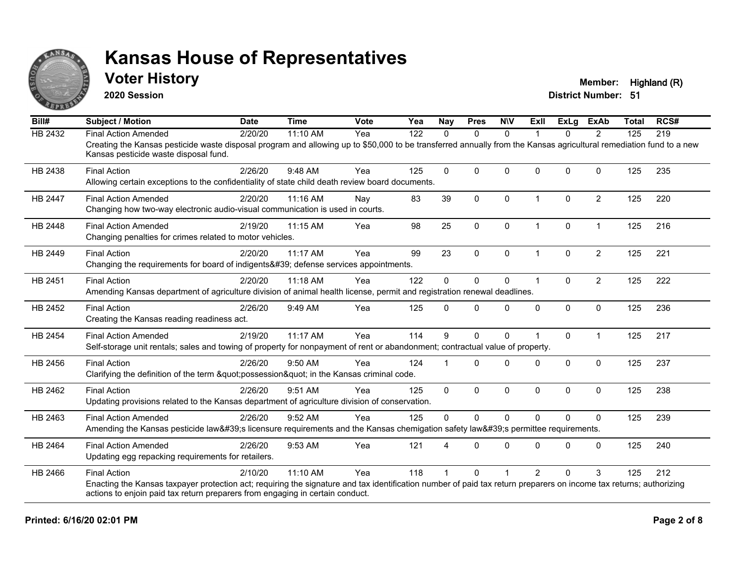# Kansas House of Representatives

## Voter History

**2020 Session**

**Member:** Highland (R)
**District Number:** 51

| Bill# | Subject / Motion | Date | Time | Vote | Yea | Nay | Pres | N\V | ExII | ExLg | ExAb | Total | RCS# |
|---|---|---|---|---|---|---|---|---|---|---|---|---|---|
| HB 2432 | Final Action Amended | 2/20/20 | 11:10 AM | Yea | 122 | 0 | 0 | 0 | 1 | 0 | 2 | 125 | 219 |
| | Creating the Kansas pesticide waste disposal program and allowing up to $50,000 to be transferred annually from the Kansas agricultural remediation fund to a new Kansas pesticide waste disposal fund. | | | | | | | | | | | | |
| HB 2438 | Final Action | 2/26/20 | 9:48 AM | Yea | 125 | 0 | 0 | 0 | 0 | 0 | 0 | 125 | 235 |
| | Allowing certain exceptions to the confidentiality of state child death review board documents. | | | | | | | | | | | | |
| HB 2447 | Final Action Amended | 2/20/20 | 11:16 AM | Nay | 83 | 39 | 0 | 0 | 1 | 0 | 2 | 125 | 220 |
| | Changing how two-way electronic audio-visual communication is used in courts. | | | | | | | | | | | | |
| HB 2448 | Final Action Amended | 2/19/20 | 11:15 AM | Yea | 98 | 25 | 0 | 0 | 1 | 0 | 1 | 125 | 216 |
| | Changing penalties for crimes related to motor vehicles. | | | | | | | | | | | | |
| HB 2449 | Final Action | 2/20/20 | 11:17 AM | Yea | 99 | 23 | 0 | 0 | 1 | 0 | 2 | 125 | 221 |
| | Changing the requirements for board of indigents&#39; defense services appointments. | | | | | | | | | | | | |
| HB 2451 | Final Action | 2/20/20 | 11:18 AM | Yea | 122 | 0 | 0 | 0 | 1 | 0 | 2 | 125 | 222 |
| | Amending Kansas department of agriculture division of animal health license, permit and registration renewal deadlines. | | | | | | | | | | | | |
| HB 2452 | Final Action | 2/26/20 | 9:49 AM | Yea | 125 | 0 | 0 | 0 | 0 | 0 | 0 | 125 | 236 |
| | Creating the Kansas reading readiness act. | | | | | | | | | | | | |
| HB 2454 | Final Action Amended | 2/19/20 | 11:17 AM | Yea | 114 | 9 | 0 | 0 | 1 | 0 | 1 | 125 | 217 |
| | Self-storage unit rentals; sales and towing of property for nonpayment of rent or abandonment; contractual value of property. | | | | | | | | | | | | |
| HB 2456 | Final Action | 2/26/20 | 9:50 AM | Yea | 124 | 1 | 0 | 0 | 0 | 0 | 0 | 125 | 237 |
| | Clarifying the definition of the term &quot;possession&quot; in the Kansas criminal code. | | | | | | | | | | | | |
| HB 2462 | Final Action | 2/26/20 | 9:51 AM | Yea | 125 | 0 | 0 | 0 | 0 | 0 | 0 | 125 | 238 |
| | Updating provisions related to the Kansas department of agriculture division of conservation. | | | | | | | | | | | | |
| HB 2463 | Final Action Amended | 2/26/20 | 9:52 AM | Yea | 125 | 0 | 0 | 0 | 0 | 0 | 0 | 125 | 239 |
| | Amending the Kansas pesticide law&#39;s licensure requirements and the Kansas chemigation safety law&#39;s permittee requirements. | | | | | | | | | | | | |
| HB 2464 | Final Action Amended | 2/26/20 | 9:53 AM | Yea | 121 | 4 | 0 | 0 | 0 | 0 | 0 | 125 | 240 |
| | Updating egg repacking requirements for retailers. | | | | | | | | | | | | |
| HB 2466 | Final Action | 2/10/20 | 11:10 AM | Yea | 118 | 1 | 0 | 1 | 2 | 0 | 3 | 125 | 212 |
| | Enacting the Kansas taxpayer protection act; requiring the signature and tax identification number of paid tax return preparers on income tax returns; authorizing actions to enjoin paid tax return preparers from engaging in certain conduct. | | | | | | | | | | | | |

**Printed: 6/16/20 02:01 PM**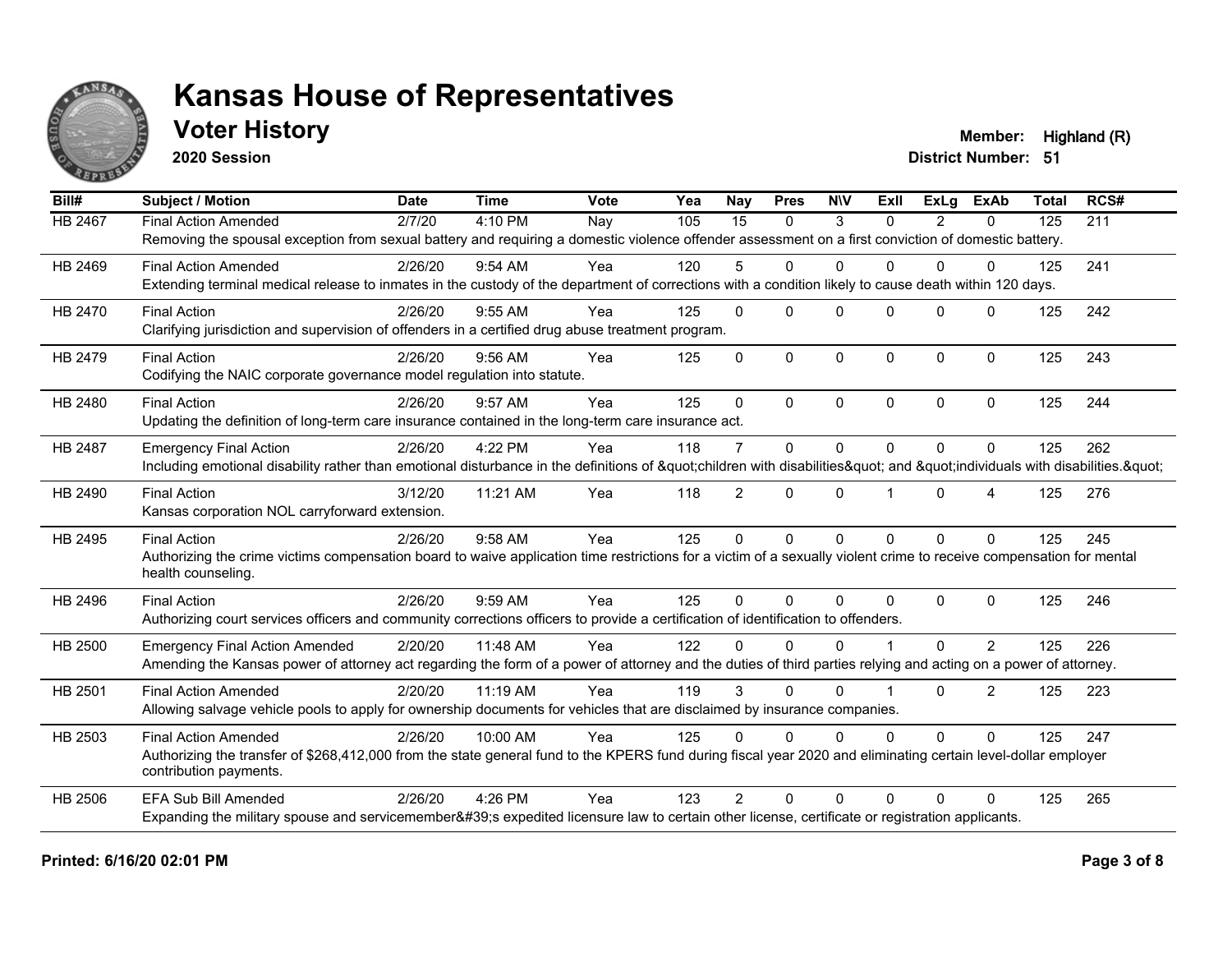# Kansas House of Representatives

## Voter History

**2020 Session**

**Member:** Highland (R)
**District Number:** 51

| Bill# | Subject / Motion | Date | Time | Vote | Yea | Nay | Pres | N\V | ExII | ExLg | ExAb | Total | RCS# |
|---|---|---|---|---|---|---|---|---|---|---|---|---|---|
| HB 2467 | Final Action Amended | 2/7/20 | 4:10 PM | Nay | 105 | 15 | 0 | 3 | 0 | 2 | 0 | 125 | 211 |
| | Removing the spousal exception from sexual battery and requiring a domestic violence offender assessment on a first conviction of domestic battery. | | | | | | | | | | | | |
| HB 2469 | Final Action Amended | 2/26/20 | 9:54 AM | Yea | 120 | 5 | 0 | 0 | 0 | 0 | 0 | 125 | 241 |
| | Extending terminal medical release to inmates in the custody of the department of corrections with a condition likely to cause death within 120 days. | | | | | | | | | | | | |
| HB 2470 | Final Action | 2/26/20 | 9:55 AM | Yea | 125 | 0 | 0 | 0 | 0 | 0 | 0 | 125 | 242 |
| | Clarifying jurisdiction and supervision of offenders in a certified drug abuse treatment program. | | | | | | | | | | | | |
| HB 2479 | Final Action | 2/26/20 | 9:56 AM | Yea | 125 | 0 | 0 | 0 | 0 | 0 | 0 | 125 | 243 |
| | Codifying the NAIC corporate governance model regulation into statute. | | | | | | | | | | | | |
| HB 2480 | Final Action | 2/26/20 | 9:57 AM | Yea | 125 | 0 | 0 | 0 | 0 | 0 | 0 | 125 | 244 |
| | Updating the definition of long-term care insurance contained in the long-term care insurance act. | | | | | | | | | | | | |
| HB 2487 | Emergency Final Action | 2/26/20 | 4:22 PM | Yea | 118 | 7 | 0 | 0 | 0 | 0 | 0 | 125 | 262 |
| | Including emotional disability rather than emotional disturbance in the definitions of &quot;children with disabilities&quot; and &quot;individuals with disabilities.&quot; | | | | | | | | | | | | |
| HB 2490 | Final Action | 3/12/20 | 11:21 AM | Yea | 118 | 2 | 0 | 0 | 1 | 0 | 4 | 125 | 276 |
| | Kansas corporation NOL carryforward extension. | | | | | | | | | | | | |
| HB 2495 | Final Action | 2/26/20 | 9:58 AM | Yea | 125 | 0 | 0 | 0 | 0 | 0 | 0 | 125 | 245 |
| | Authorizing the crime victims compensation board to waive application time restrictions for a victim of a sexually violent crime to receive compensation for mental health counseling. | | | | | | | | | | | | |
| HB 2496 | Final Action | 2/26/20 | 9:59 AM | Yea | 125 | 0 | 0 | 0 | 0 | 0 | 0 | 125 | 246 |
| | Authorizing court services officers and community corrections officers to provide a certification of identification to offenders. | | | | | | | | | | | | |
| HB 2500 | Emergency Final Action Amended | 2/20/20 | 11:48 AM | Yea | 122 | 0 | 0 | 0 | 1 | 0 | 2 | 125 | 226 |
| | Amending the Kansas power of attorney act regarding the form of a power of attorney and the duties of third parties relying and acting on a power of attorney. | | | | | | | | | | | | |
| HB 2501 | Final Action Amended | 2/20/20 | 11:19 AM | Yea | 119 | 3 | 0 | 0 | 1 | 0 | 2 | 125 | 223 |
| | Allowing salvage vehicle pools to apply for ownership documents for vehicles that are disclaimed by insurance companies. | | | | | | | | | | | | |
| HB 2503 | Final Action Amended | 2/26/20 | 10:00 AM | Yea | 125 | 0 | 0 | 0 | 0 | 0 | 0 | 125 | 247 |
| | Authorizing the transfer of $268,412,000 from the state general fund to the KPERS fund during fiscal year 2020 and eliminating certain level-dollar employer contribution payments. | | | | | | | | | | | | |
| HB 2506 | EFA Sub Bill Amended | 2/26/20 | 4:26 PM | Yea | 123 | 2 | 0 | 0 | 0 | 0 | 0 | 125 | 265 |
| | Expanding the military spouse and servicemember&#39;s expedited licensure law to certain other license, certificate or registration applicants. | | | | | | | | | | | | |

**Printed: 6/16/20 02:01 PM**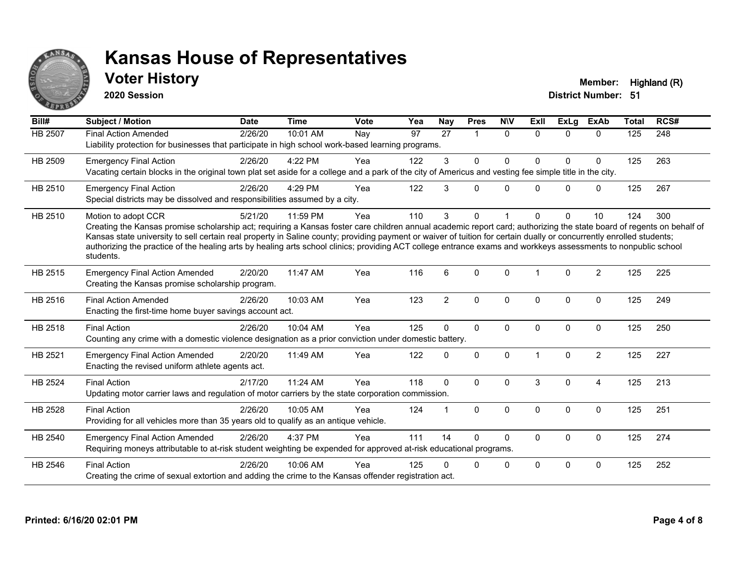# Kansas House of Representatives

## Voter History

**2020 Session**

**Member:** Highland (R)
**District Number:** 51

| Bill# | Subject / Motion | Date | Time | Vote | Yea | Nay | Pres | N\V | ExII | ExLg | ExAb | Total | RCS# |
|---|---|---|---|---|---|---|---|---|---|---|---|---|---|
| HB 2507 | Final Action Amended | 2/26/20 | 10:01 AM | Nay | 97 | 27 | 1 | 0 | 0 | 0 | 0 | 125 | 248 |
| | Liability protection for businesses that participate in high school work-based learning programs. | | | | | | | | | | | | |
| HB 2509 | Emergency Final Action | 2/26/20 | 4:22 PM | Yea | 122 | 3 | 0 | 0 | 0 | 0 | 0 | 125 | 263 |
| | Vacating certain blocks in the original town plat set aside for a college and a park of the city of Americus and vesting fee simple title in the city. | | | | | | | | | | | | |
| HB 2510 | Emergency Final Action | 2/26/20 | 4:29 PM | Yea | 122 | 3 | 0 | 0 | 0 | 0 | 0 | 125 | 267 |
| | Special districts may be dissolved and responsibilities assumed by a city. | | | | | | | | | | | | |
| HB 2510 | Motion to adopt CCR | 5/21/20 | 11:59 PM | Yea | 110 | 3 | 0 | 1 | 0 | 0 | 10 | 124 | 300 |
| | Creating the Kansas promise scholarship act; requiring a Kansas foster care children annual academic report card; authorizing the state board of regents on behalf of Kansas state university to sell certain real property in Saline county; providing payment or waiver of tuition for certain dually or concurrently enrolled students; authorizing the practice of the healing arts by healing arts school clinics; providing ACT college entrance exams and workkeys assessments to nonpublic school students. | | | | | | | | | | | | |
| HB 2515 | Emergency Final Action Amended | 2/20/20 | 11:47 AM | Yea | 116 | 6 | 0 | 0 | 1 | 0 | 2 | 125 | 225 |
| | Creating the Kansas promise scholarship program. | | | | | | | | | | | | |
| HB 2516 | Final Action Amended | 2/26/20 | 10:03 AM | Yea | 123 | 2 | 0 | 0 | 0 | 0 | 0 | 125 | 249 |
| | Enacting the first-time home buyer savings account act. | | | | | | | | | | | | |
| HB 2518 | Final Action | 2/26/20 | 10:04 AM | Yea | 125 | 0 | 0 | 0 | 0 | 0 | 0 | 125 | 250 |
| | Counting any crime with a domestic violence designation as a prior conviction under domestic battery. | | | | | | | | | | | | |
| HB 2521 | Emergency Final Action Amended | 2/20/20 | 11:49 AM | Yea | 122 | 0 | 0 | 0 | 1 | 0 | 2 | 125 | 227 |
| | Enacting the revised uniform athlete agents act. | | | | | | | | | | | | |
| HB 2524 | Final Action | 2/17/20 | 11:24 AM | Yea | 118 | 0 | 0 | 0 | 3 | 0 | 4 | 125 | 213 |
| | Updating motor carrier laws and regulation of motor carriers by the state corporation commission. | | | | | | | | | | | | |
| HB 2528 | Final Action | 2/26/20 | 10:05 AM | Yea | 124 | 1 | 0 | 0 | 0 | 0 | 0 | 125 | 251 |
| | Providing for all vehicles more than 35 years old to qualify as an antique vehicle. | | | | | | | | | | | | |
| HB 2540 | Emergency Final Action Amended | 2/26/20 | 4:37 PM | Yea | 111 | 14 | 0 | 0 | 0 | 0 | 0 | 125 | 274 |
| | Requiring moneys attributable to at-risk student weighting be expended for approved at-risk educational programs. | | | | | | | | | | | | |
| HB 2546 | Final Action | 2/26/20 | 10:06 AM | Yea | 125 | 0 | 0 | 0 | 0 | 0 | 0 | 125 | 252 |
| | Creating the crime of sexual extortion and adding the crime to the Kansas offender registration act. | | | | | | | | | | | | |

**Printed: 6/16/20 02:01 PM**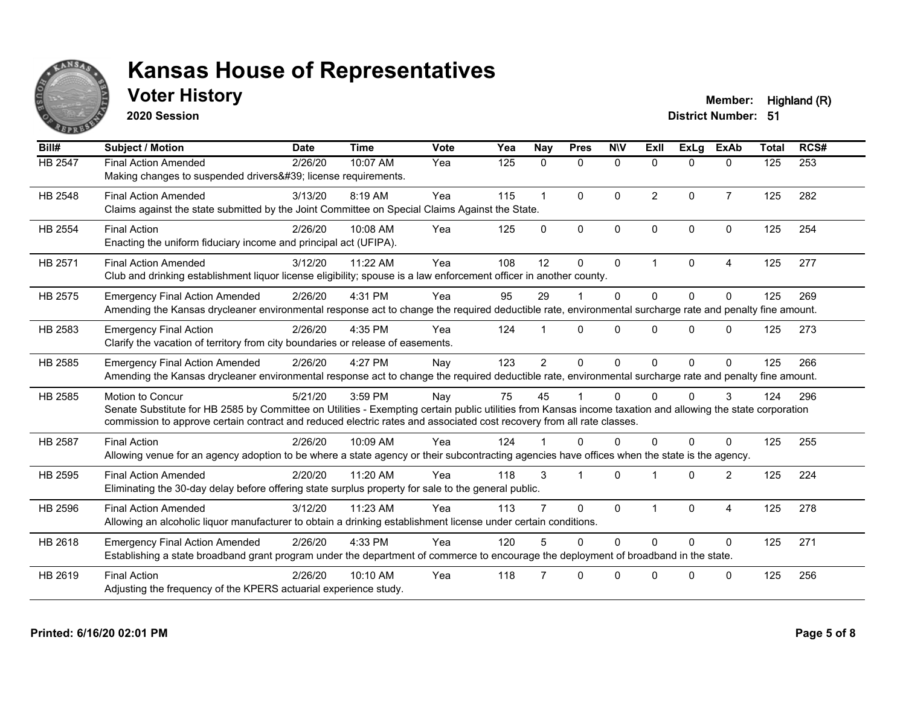# Kansas House of Representatives

## Voter History

**2020 Session**

**Member:** Highland (R)
**District Number:** 51

| Bill# | Subject / Motion | Date | Time | Vote | Yea | Nay | Pres | N\V | ExII | ExLg | ExAb | Total | RCS# |
|---|---|---|---|---|---|---|---|---|---|---|---|---|---|
| HB 2547 | Final Action Amended | 2/26/20 | 10:07 AM | Yea | 125 | 0 | 0 | 0 | 0 | 0 | 0 | 125 | 253 |
| | Making changes to suspended drivers&#39; license requirements. | | | | | | | | | | | | |
| HB 2548 | Final Action Amended | 3/13/20 | 8:19 AM | Yea | 115 | 1 | 0 | 0 | 2 | 0 | 7 | 125 | 282 |
| | Claims against the state submitted by the Joint Committee on Special Claims Against the State. | | | | | | | | | | | | |
| HB 2554 | Final Action | 2/26/20 | 10:08 AM | Yea | 125 | 0 | 0 | 0 | 0 | 0 | 0 | 125 | 254 |
| | Enacting the uniform fiduciary income and principal act (UFIPA). | | | | | | | | | | | | |
| HB 2571 | Final Action Amended | 3/12/20 | 11:22 AM | Yea | 108 | 12 | 0 | 0 | 1 | 0 | 4 | 125 | 277 |
| | Club and drinking establishment liquor license eligibility; spouse is a law enforcement officer in another county. | | | | | | | | | | | | |
| HB 2575 | Emergency Final Action Amended | 2/26/20 | 4:31 PM | Yea | 95 | 29 | 1 | 0 | 0 | 0 | 0 | 125 | 269 |
| | Amending the Kansas drycleaner environmental response act to change the required deductible rate, environmental surcharge rate and penalty fine amount. | | | | | | | | | | | | |
| HB 2583 | Emergency Final Action | 2/26/20 | 4:35 PM | Yea | 124 | 1 | 0 | 0 | 0 | 0 | 0 | 125 | 273 |
| | Clarify the vacation of territory from city boundaries or release of easements. | | | | | | | | | | | | |
| HB 2585 | Emergency Final Action Amended | 2/26/20 | 4:27 PM | Nay | 123 | 2 | 0 | 0 | 0 | 0 | 0 | 125 | 266 |
| | Amending the Kansas drycleaner environmental response act to change the required deductible rate, environmental surcharge rate and penalty fine amount. | | | | | | | | | | | | |
| HB 2585 | Motion to Concur | 5/21/20 | 3:59 PM | Nay | 75 | 45 | 1 | 0 | 0 | 0 | 3 | 124 | 296 |
| | Senate Substitute for HB 2585 by Committee on Utilities - Exempting certain public utilities from Kansas income taxation and allowing the state corporation commission to approve certain contract and reduced electric rates and associated cost recovery from all rate classes. | | | | | | | | | | | | |
| HB 2587 | Final Action | 2/26/20 | 10:09 AM | Yea | 124 | 1 | 0 | 0 | 0 | 0 | 0 | 125 | 255 |
| | Allowing venue for an agency adoption to be where a state agency or their subcontracting agencies have offices when the state is the agency. | | | | | | | | | | | | |
| HB 2595 | Final Action Amended | 2/20/20 | 11:20 AM | Yea | 118 | 3 | 1 | 0 | 1 | 0 | 2 | 125 | 224 |
| | Eliminating the 30-day delay before offering state surplus property for sale to the general public. | | | | | | | | | | | | |
| HB 2596 | Final Action Amended | 3/12/20 | 11:23 AM | Yea | 113 | 7 | 0 | 0 | 1 | 0 | 4 | 125 | 278 |
| | Allowing an alcoholic liquor manufacturer to obtain a drinking establishment license under certain conditions. | | | | | | | | | | | | |
| HB 2618 | Emergency Final Action Amended | 2/26/20 | 4:33 PM | Yea | 120 | 5 | 0 | 0 | 0 | 0 | 0 | 125 | 271 |
| | Establishing a state broadband grant program under the department of commerce to encourage the deployment of broadband in the state. | | | | | | | | | | | | |
| HB 2619 | Final Action | 2/26/20 | 10:10 AM | Yea | 118 | 7 | 0 | 0 | 0 | 0 | 0 | 125 | 256 |
| | Adjusting the frequency of the KPERS actuarial experience study. | | | | | | | | | | | | |

**Printed: 6/16/20 02:01 PM**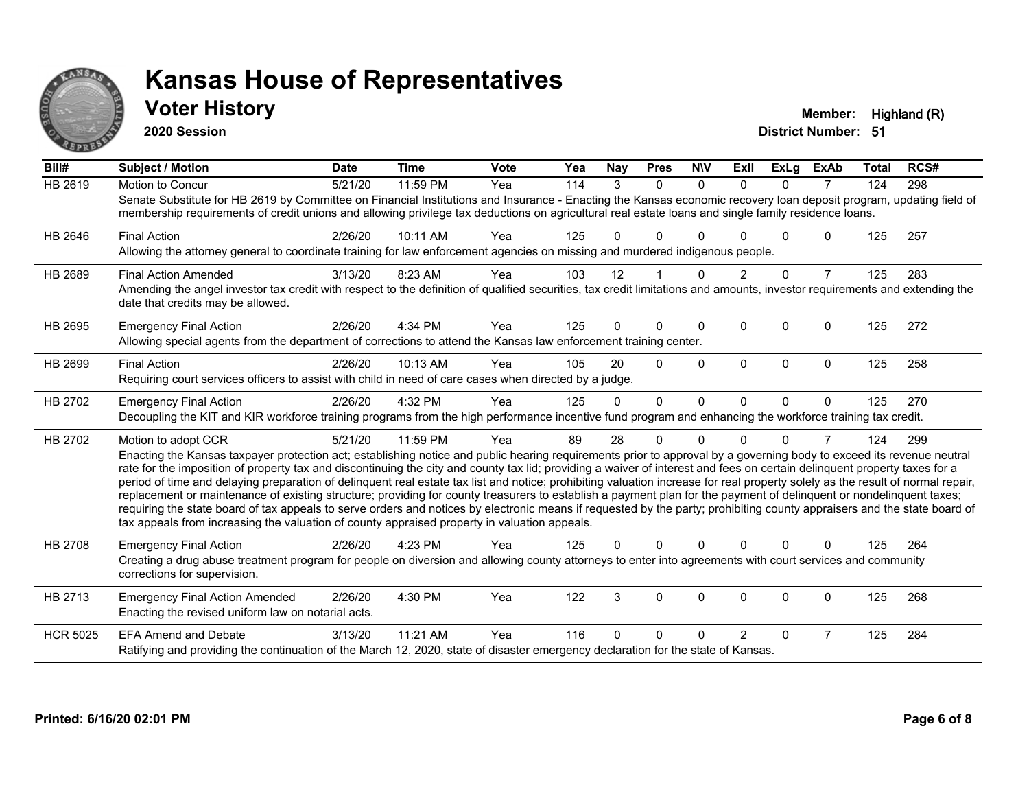# Kansas House of Representatives

## Voter History

**2020 Session**

**Member:** Highland (R)
**District Number:** 51

| Bill# | Subject / Motion | Date | Time | Vote | Yea | Nay | Pres | N\V | ExII | ExLg | ExAb | Total | RCS# |
|---|---|---|---|---|---|---|---|---|---|---|---|---|---|
| HB 2619 | Motion to Concur | 5/21/20 | 11:59 PM | Yea | 114 | 3 | 0 | 0 | 0 | 0 | 7 | 124 | 298 |
| | Senate Substitute for HB 2619 by Committee on Financial Institutions and Insurance - Enacting the Kansas economic recovery loan deposit program, updating field of membership requirements of credit unions and allowing privilege tax deductions on agricultural real estate loans and single family residence loans. | | | | | | | | | | | | |
| HB 2646 | Final Action | 2/26/20 | 10:11 AM | Yea | 125 | 0 | 0 | 0 | 0 | 0 | 0 | 125 | 257 |
| | Allowing the attorney general to coordinate training for law enforcement agencies on missing and murdered indigenous people. | | | | | | | | | | | | |
| HB 2689 | Final Action Amended | 3/13/20 | 8:23 AM | Yea | 103 | 12 | 1 | 0 | 2 | 0 | 7 | 125 | 283 |
| | Amending the angel investor tax credit with respect to the definition of qualified securities, tax credit limitations and amounts, investor requirements and extending the date that credits may be allowed. | | | | | | | | | | | | |
| HB 2695 | Emergency Final Action | 2/26/20 | 4:34 PM | Yea | 125 | 0 | 0 | 0 | 0 | 0 | 0 | 125 | 272 |
| | Allowing special agents from the department of corrections to attend the Kansas law enforcement training center. | | | | | | | | | | | | |
| HB 2699 | Final Action | 2/26/20 | 10:13 AM | Yea | 105 | 20 | 0 | 0 | 0 | 0 | 0 | 125 | 258 |
| | Requiring court services officers to assist with child in need of care cases when directed by a judge. | | | | | | | | | | | | |
| HB 2702 | Emergency Final Action | 2/26/20 | 4:32 PM | Yea | 125 | 0 | 0 | 0 | 0 | 0 | 0 | 125 | 270 |
| | Decoupling the KIT and KIR workforce training programs from the high performance incentive fund program and enhancing the workforce training tax credit. | | | | | | | | | | | | |
| HB 2702 | Motion to adopt CCR | 5/21/20 | 11:59 PM | Yea | 89 | 28 | 0 | 0 | 0 | 0 | 7 | 124 | 299 |
| | Enacting the Kansas taxpayer protection act; establishing notice and public hearing requirements prior to approval by a governing body to exceed its revenue neutral rate for the imposition of property tax and discontinuing the city and county tax lid; providing a waiver of interest and fees on certain delinquent property taxes for a period of time and delaying preparation of delinquent real estate tax list and notice; prohibiting valuation increase for real property solely as the result of normal repair, replacement or maintenance of existing structure; providing for county treasurers to establish a payment plan for the payment of delinquent or nondelinquent taxes; requiring the state board of tax appeals to serve orders and notices by electronic means if requested by the party; prohibiting county appraisers and the state board of tax appeals from increasing the valuation of county appraised property in valuation appeals. | | | | | | | | | | | | |
| HB 2708 | Emergency Final Action | 2/26/20 | 4:23 PM | Yea | 125 | 0 | 0 | 0 | 0 | 0 | 0 | 125 | 264 |
| | Creating a drug abuse treatment program for people on diversion and allowing county attorneys to enter into agreements with court services and community corrections for supervision. | | | | | | | | | | | | |
| HB 2713 | Emergency Final Action Amended | 2/26/20 | 4:30 PM | Yea | 122 | 3 | 0 | 0 | 0 | 0 | 0 | 125 | 268 |
| | Enacting the revised uniform law on notarial acts. | | | | | | | | | | | | |
| HCR 5025 | EFA Amend and Debate | 3/13/20 | 11:21 AM | Yea | 116 | 0 | 0 | 0 | 2 | 0 | 7 | 125 | 284 |
| | Ratifying and providing the continuation of the March 12, 2020, state of disaster emergency declaration for the state of Kansas. | | | | | | | | | | | | |

**Printed: 6/16/20 02:01 PM**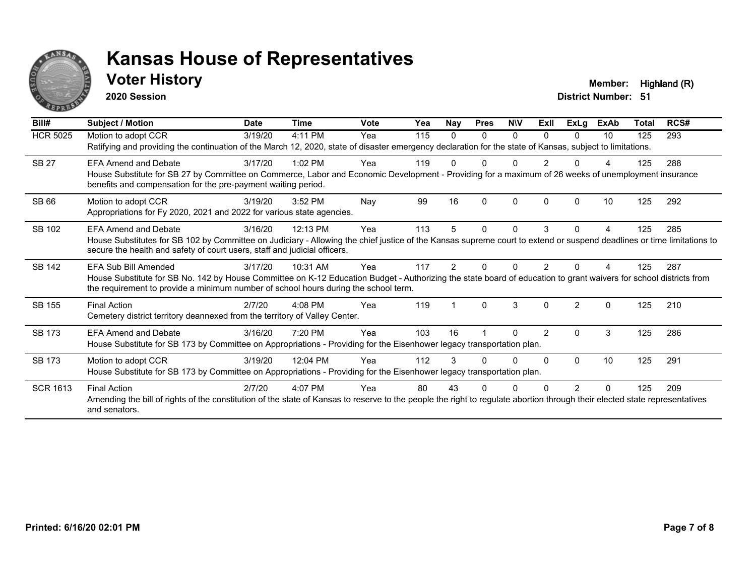# Kansas House of Representatives

## Voter History

**2020 Session**

**Member:** Highland (R)

**District Number:** 51

| Bill# | Subject / Motion | Date | Time | Vote | Yea | Nay | Pres | N\V | ExII | ExLg | ExAb | Total | RCS# |
|---|---|---|---|---|---|---|---|---|---|---|---|---|---|
| HCR 5025 | Motion to adopt CCR | 3/19/20 | 4:11 PM | Yea | 115 | 0 | 0 | 0 | 0 | 0 | 10 | 125 | 293 |
| | Ratifying and providing the continuation of the March 12, 2020, state of disaster emergency declaration for the state of Kansas, subject to limitations. | | | | | | | | | | | | |
| SB 27 | EFA Amend and Debate | 3/17/20 | 1:02 PM | Yea | 119 | 0 | 0 | 0 | 2 | 0 | 4 | 125 | 288 |
| | House Substitute for SB 27 by Committee on Commerce, Labor and Economic Development - Providing for a maximum of 26 weeks of unemployment insurance benefits and compensation for the pre-payment waiting period. | | | | | | | | | | | | |
| SB 66 | Motion to adopt CCR | 3/19/20 | 3:52 PM | Nay | 99 | 16 | 0 | 0 | 0 | 0 | 10 | 125 | 292 |
| | Appropriations for Fy 2020, 2021 and 2022 for various state agencies. | | | | | | | | | | | | |
| SB 102 | EFA Amend and Debate | 3/16/20 | 12:13 PM | Yea | 113 | 5 | 0 | 0 | 3 | 0 | 4 | 125 | 285 |
| | House Substitutes for SB 102 by Committee on Judiciary - Allowing the chief justice of the Kansas supreme court to extend or suspend deadlines or time limitations to secure the health and safety of court users, staff and judicial officers. | | | | | | | | | | | | |
| SB 142 | EFA Sub Bill Amended | 3/17/20 | 10:31 AM | Yea | 117 | 2 | 0 | 0 | 2 | 0 | 4 | 125 | 287 |
| | House Substitute for SB No. 142 by House Committee on K-12 Education Budget - Authorizing the state board of education to grant waivers for school districts from the requirement to provide a minimum number of school hours during the school term. | | | | | | | | | | | | |
| SB 155 | Final Action | 2/7/20 | 4:08 PM | Yea | 119 | 1 | 0 | 3 | 0 | 2 | 0 | 125 | 210 |
| | Cemetery district territory deannexed from the territory of Valley Center. | | | | | | | | | | | | |
| SB 173 | EFA Amend and Debate | 3/16/20 | 7:20 PM | Yea | 103 | 16 | 1 | 0 | 2 | 0 | 3 | 125 | 286 |
| | House Substitute for SB 173 by Committee on Appropriations - Providing for the Eisenhower legacy transportation plan. | | | | | | | | | | | | |
| SB 173 | Motion to adopt CCR | 3/19/20 | 12:04 PM | Yea | 112 | 3 | 0 | 0 | 0 | 0 | 10 | 125 | 291 |
| | House Substitute for SB 173 by Committee on Appropriations - Providing for the Eisenhower legacy transportation plan. | | | | | | | | | | | | |
| SCR 1613 | Final Action | 2/7/20 | 4:07 PM | Yea | 80 | 43 | 0 | 0 | 0 | 2 | 0 | 125 | 209 |
| | Amending the bill of rights of the constitution of the state of Kansas to reserve to the people the right to regulate abortion through their elected state representatives and senators. | | | | | | | | | | | | |

**Printed: 6/16/20 02:01 PM**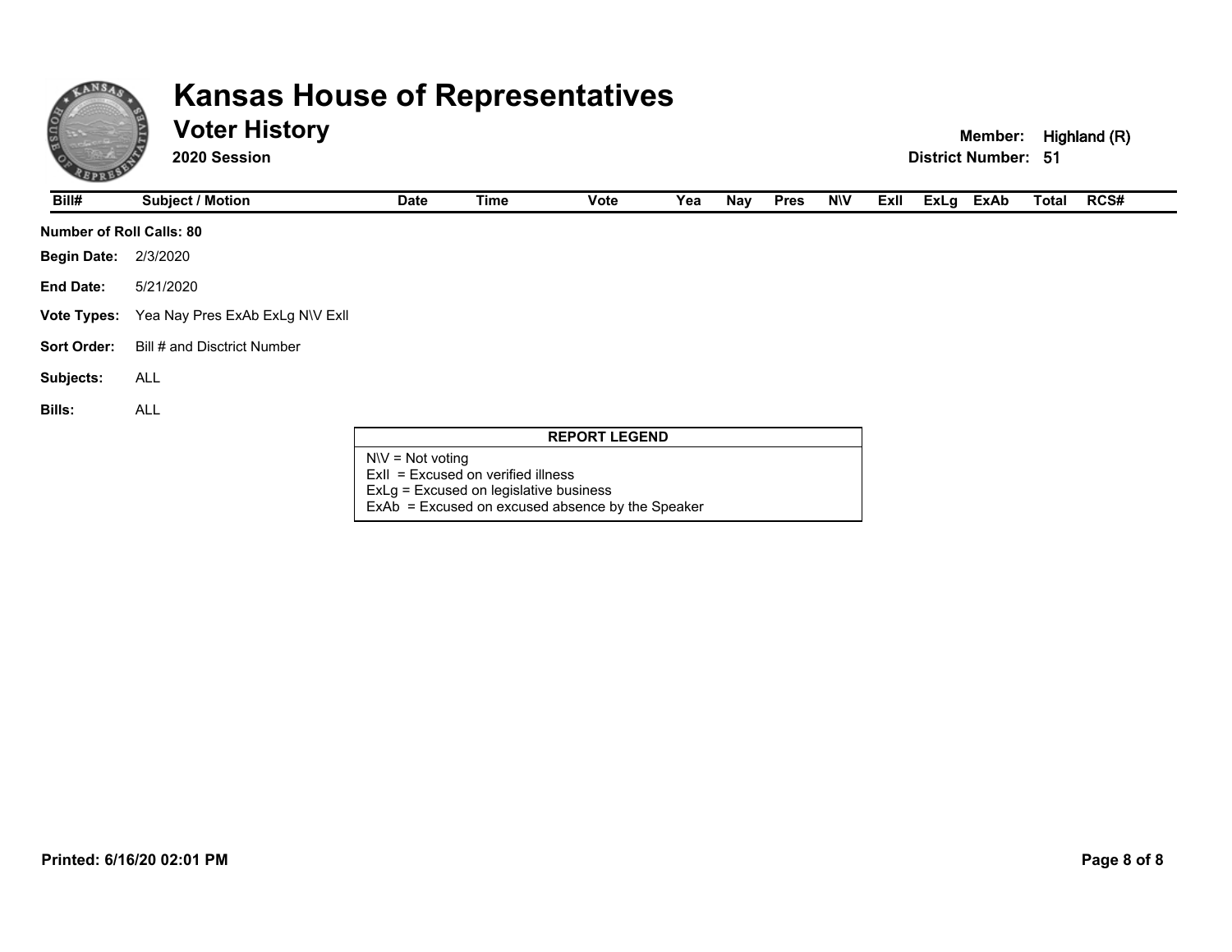# Kansas House of Representatives

## Voter History

**2020 Session**

**Member:** Highland (R)
**District Number:** 51

| Bill# | Subject / Motion | Date | Time | Vote | Yea | Nay | Pres | N\V | ExII | ExLg | ExAb | Total | RCS# |
|---|---|---|---|---|---|---|---|---|---|---|---|---|---|

**Number of Roll Calls: 80**

**Begin Date:** 2/3/2020

**End Date:** 5/21/2020

**Vote Types:** Yea Nay Pres ExAb ExLg N\V ExII

**Sort Order:** Bill # and Disctrict Number

**Subjects:** ALL

**Bills:** ALL

| REPORT LEGEND |
|---|
| N\V = Not voting |
| ExII = Excused on verified illness |
| ExLg = Excused on legislative business |
| ExAb = Excused on excused absence by the Speaker |

Printed: 6/16/20 02:01 PM